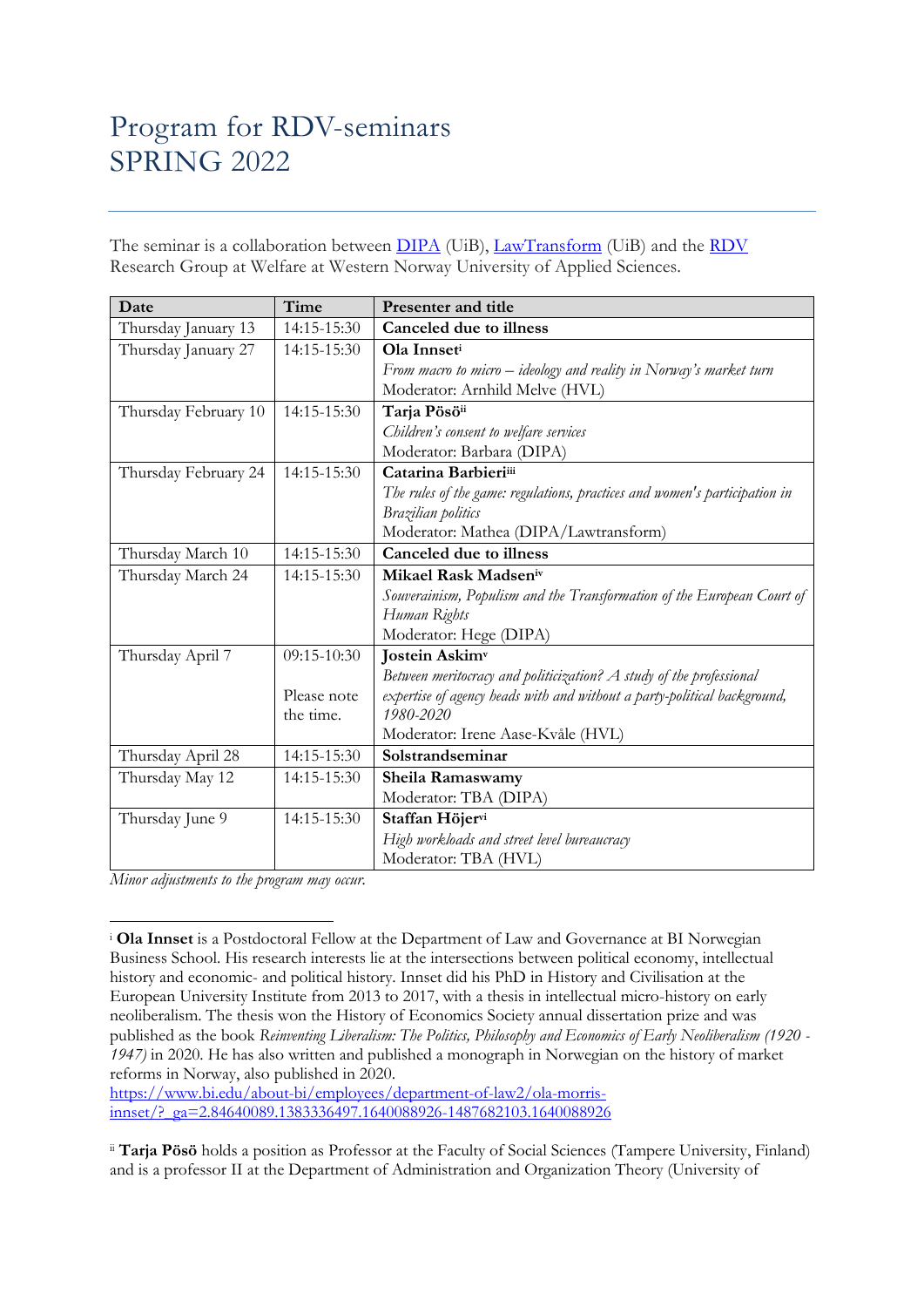# Program for RDV-seminars
# SPRING 2022

The seminar is a collaboration between [DIPA](#) (UiB), [LawTransform](#) (UiB) and the [RDV](#) Research Group at Welfare at Western Norway University of Applied Sciences.

| Date | Time | Presenter and title |
|---|---|---|
| Thursday January 13 | 14:15-15:30 | **Canceled due to illness** |
| Thursday January 27 | 14:15-15:30 | **Ola Innset**[i]<br>*From macro to micro – ideology and reality in Norway's market turn*<br>Moderator: Arnhild Melve (HVL) |
| Thursday February 10 | 14:15-15:30 | **Tarja Pösö**[ii]<br>*Children's consent to welfare services*<br>Moderator: Barbara (DIPA) |
| Thursday February 24 | 14:15-15:30 | **Catarina Barbieri**[iii]<br>*The rules of the game: regulations, practices and women's participation in Brazilian politics*<br>Moderator: Mathea (DIPA/Lawtransform) |
| Thursday March 10 | 14:15-15:30 | **Canceled due to illness** |
| Thursday March 24 | 14:15-15:30 | **Mikael Rask Madsen**[iv]<br>*Souverainism, Populism and the Transformation of the European Court of Human Rights*<br>Moderator: Hege (DIPA) |
| Thursday April 7 | 09:15-10:30<br><br>Please note the time. | **Jostein Askim**[v]<br>*Between meritocracy and politicization? A study of the professional expertise of agency heads with and without a party-political background, 1980-2020*<br>Moderator: Irene Aase-Kvåle (HVL) |
| Thursday April 28 | 14:15-15:30 | **Solstrandseminar** |
| Thursday May 12 | 14:15-15:30 | **Sheila Ramaswamy**<br>Moderator: TBA (DIPA) |
| Thursday June 9 | 14:15-15:30 | **Staffan Höjer**[vi]<br>*High workloads and street level bureaucracy*<br>Moderator: TBA (HVL) |

*Minor adjustments to the program may occur.*

---

[i] **Ola Innset** is a Postdoctoral Fellow at the Department of Law and Governance at BI Norwegian Business School. His research interests lie at the intersections between political economy, intellectual history and economic- and political history. Innset did his PhD in History and Civilisation at the European University Institute from 2013 to 2017, with a thesis in intellectual micro-history on early neoliberalism. The thesis won the History of Economics Society annual dissertation prize and was published as the book *Reinventing Liberalism: The Politics, Philosophy and Economics of Early Neoliberalism (1920 - 1947)* in 2020. He has also written and published a monograph in Norwegian on the history of market reforms in Norway, also published in 2020.
https://www.bi.edu/about-bi/employees/department-of-law2/ola-morris-innset/?_ga=2.84640089.1383336497.1640088926-1487682103.1640088926

[ii] **Tarja Pösö** holds a position as Professor at the Faculty of Social Sciences (Tampere University, Finland) and is a professor II at the Department of Administration and Organization Theory (University of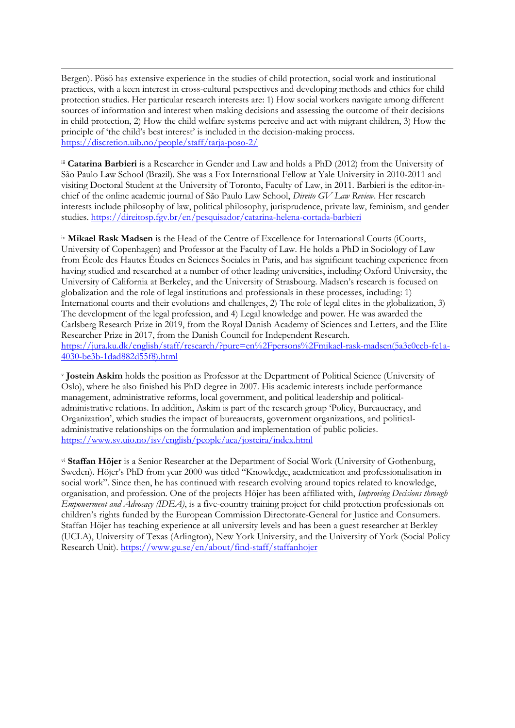Bergen). Pösö has extensive experience in the studies of child protection, social work and institutional practices, with a keen interest in cross-cultural perspectives and developing methods and ethics for child protection studies. Her particular research interests are: 1) How social workers navigate among different sources of information and interest when making decisions and assessing the outcome of their decisions in child protection, 2) How the child welfare systems perceive and act with migrant children, 3) How the principle of 'the child's best interest' is included in the decision-making process. https://discretion.uib.no/people/staff/tarja-poso-2/

[iii] **Catarina Barbieri** is a Researcher in Gender and Law and holds a PhD (2012) from the University of São Paulo Law School (Brazil). She was a Fox International Fellow at Yale University in 2010-2011 and visiting Doctoral Student at the University of Toronto, Faculty of Law, in 2011. Barbieri is the editor-in-chief of the online academic journal of São Paulo Law School, *Direito GV Law Review*. Her research interests include philosophy of law, political philosophy, jurisprudence, private law, feminism, and gender studies. https://direitosp.fgv.br/en/pesquisador/catarina-helena-cortada-barbieri

[iv] **Mikael Rask Madsen** is the Head of the Centre of Excellence for International Courts (iCourts, University of Copenhagen) and Professor at the Faculty of Law. He holds a PhD in Sociology of Law from École des Hautes Études en Sciences Sociales in Paris, and has significant teaching experience from having studied and researched at a number of other leading universities, including Oxford University, the University of California at Berkeley, and the University of Strasbourg. Madsen's research is focused on globalization and the role of legal institutions and professionals in these processes, including: 1) International courts and their evolutions and challenges, 2) The role of legal elites in the globalization, 3) The development of the legal profession, and 4) Legal knowledge and power. He was awarded the Carlsberg Research Prize in 2019, from the Royal Danish Academy of Sciences and Letters, and the Elite Researcher Prize in 2017, from the Danish Council for Independent Research. https://jura.ku.dk/english/staff/research/?pure=en%2Fpersons%2Fmikael-rask-madsen(5a3e0ceb-fe1a-4030-be3b-1dad882d55f8).html

[v] **Jostein Askim** holds the position as Professor at the Department of Political Science (University of Oslo), where he also finished his PhD degree in 2007. His academic interests include performance management, administrative reforms, local government, and political leadership and political-administrative relations. In addition, Askim is part of the research group 'Policy, Bureaucracy, and Organization', which studies the impact of bureaucrats, government organizations, and political-administrative relationships on the formulation and implementation of public policies. https://www.sv.uio.no/isv/english/people/aca/josteira/index.html

[vi] **Staffan Höjer** is a Senior Researcher at the Department of Social Work (University of Gothenburg, Sweden). Höjer's PhD from year 2000 was titled "Knowledge, academication and professionalisation in social work". Since then, he has continued with research evolving around topics related to knowledge, organisation, and profession. One of the projects Höjer has been affiliated with, *Improving Decisions through Empowerment and Advocacy (IDEA)*, is a five-country training project for child protection professionals on children's rights funded by the European Commission Directorate-General for Justice and Consumers. Staffan Höjer has teaching experience at all university levels and has been a guest researcher at Berkley (UCLA), University of Texas (Arlington), New York University, and the University of York (Social Policy Research Unit). https://www.gu.se/en/about/find-staff/staffanhojer